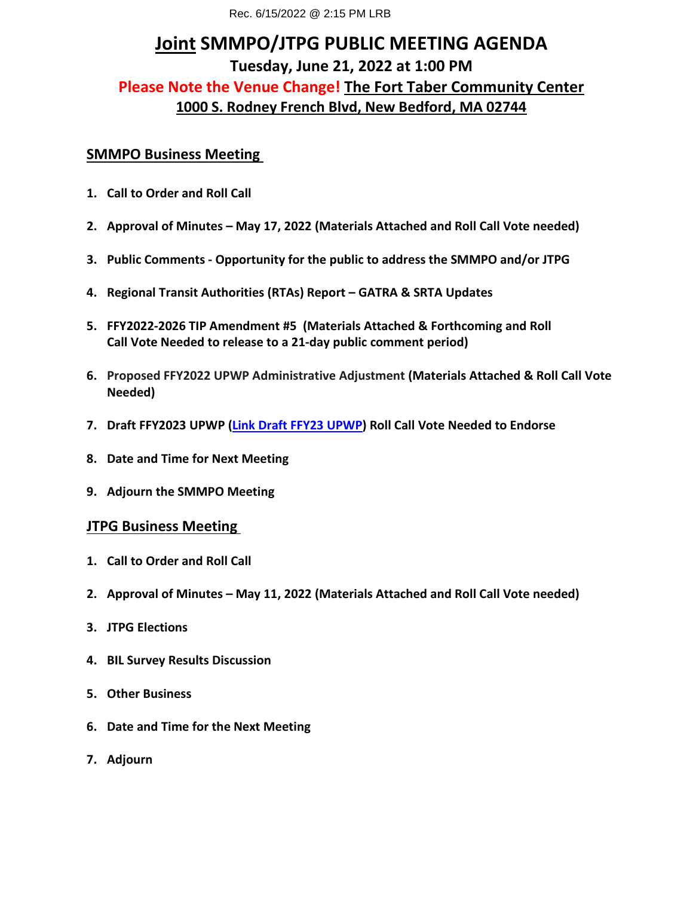Rec. 6/15/2022 @ 2:15 PM LRB

# Joint SMMPO/JTPG PUBLIC MEETING AGENDA

## Tuesday, June 21, 2022 at 1:00 PM

## Please Note the Venue Change! The Fort Taber Community Center

## 1000 S. Rodney French Blvd, New Bedford, MA 02744

### SMMPO Business Meeting

1. **Call to Order and Roll Call**
2. **Approval of Minutes – May 17, 2022 (Materials Attached and Roll Call Vote needed)**
3. **Public Comments - Opportunity for the public to address the SMMPO and/or JTPG**
4. **Regional Transit Authorities (RTAs) Report – GATRA & SRTA Updates**
5. **FFY2022-2026 TIP Amendment #5 (Materials Attached & Forthcoming and Roll Call Vote Needed to release to a 21-day public comment period)**
6. **Proposed FFY2022 UPWP Administrative Adjustment (Materials Attached & Roll Call Vote Needed)**
7. **Draft FFY2023 UPWP (Link Draft FFY23 UPWP) Roll Call Vote Needed to Endorse**
8. **Date and Time for Next Meeting**
9. **Adjourn the SMMPO Meeting**

### JTPG Business Meeting

1. **Call to Order and Roll Call**
2. **Approval of Minutes – May 11, 2022 (Materials Attached and Roll Call Vote needed)**
3. **JTPG Elections**
4. **BIL Survey Results Discussion**
5. **Other Business**
6. **Date and Time for the Next Meeting**
7. **Adjourn**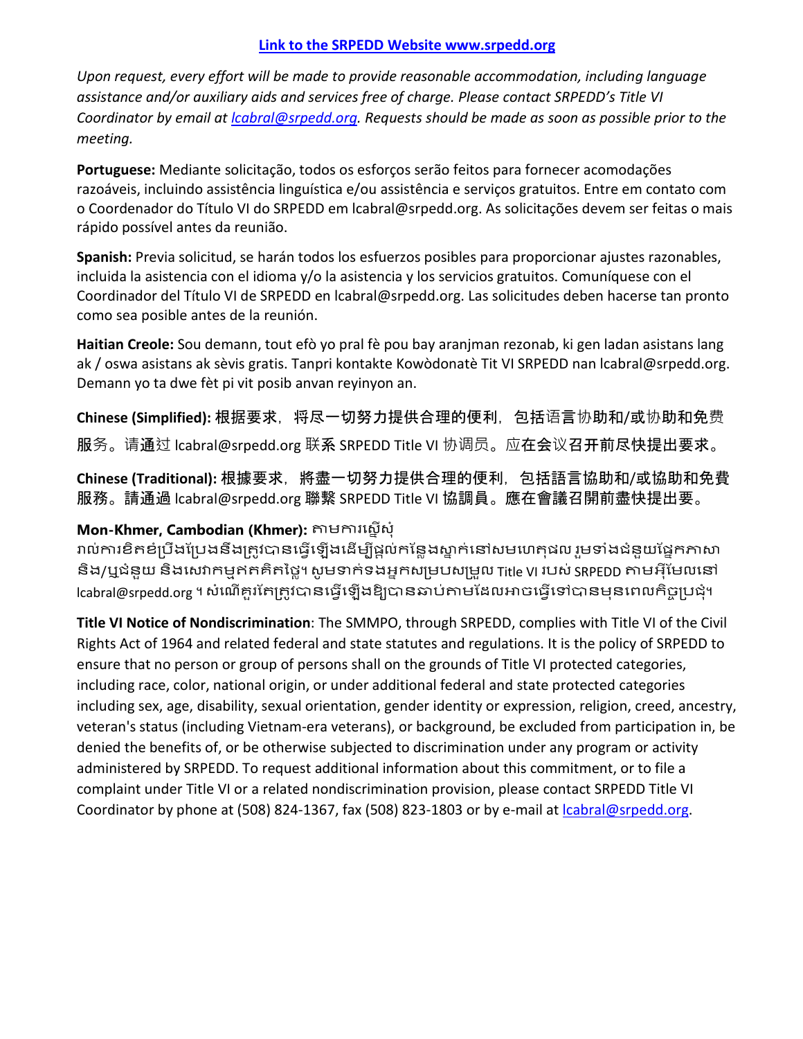**[Link to the SRPEDD Website www.srpedd.org](http://www.srpedd.org)**

*Upon request, every effort will be made to provide reasonable accommodation, including language assistance and/or auxiliary aids and services free of charge. Please contact SRPEDD's Title VI Coordinator by email at lcabral@srpedd.org. Requests should be made as soon as possible prior to the meeting.*

**Portuguese:** Mediante solicitação, todos os esforços serão feitos para fornecer acomodações razoáveis, incluindo assistência linguística e/ou assistência e serviços gratuitos. Entre em contato com o Coordenador do Título VI do SRPEDD em lcabral@srpedd.org. As solicitações devem ser feitas o mais rápido possível antes da reunião.

**Spanish:** Previa solicitud, se harán todos los esfuerzos posibles para proporcionar ajustes razonables, incluida la asistencia con el idioma y/o la asistencia y los servicios gratuitos. Comuníquese con el Coordinador del Título VI de SRPEDD en lcabral@srpedd.org. Las solicitudes deben hacerse tan pronto como sea posible antes de la reunión.

**Haitian Creole:** Sou demann, tout efò yo pral fè pou bay aranjman rezonab, ki gen ladan asistans lang ak / oswa asistans ak sèvis gratis. Tanpri kontakte Kowòdonatè Tit VI SRPEDD nan lcabral@srpedd.org. Demann yo ta dwe fèt pi vit posib anvan reyinyon an.

**Chinese (Simplified):** 根据要求，将尽一切努力提供合理的便利，包括语言协助和/或协助和免费服务。请通过 lcabral@srpedd.org 联系 SRPEDD Title VI 协调员。应在会议召开前尽快提出要求。

**Chinese (Traditional):** 根據要求，將盡一切努力提供合理的便利，包括語言協助和/或協助和免費服務。請通過 lcabral@srpedd.org 聯繫 SRPEDD Title VI 協調員。應在會議召開前盡快提出要。

**Mon-Khmer, Cambodian (Khmer):** តាមការស្នើសុំ រាល់ការខិតខំប្រឹងប្រែងនឹងត្រូវបានធ្វើឡើងដើម្បីផ្តល់កន្លែងស្នាក់នៅសមហេតុផល រួមទាំងជំនួយផ្នែកភាសា និង/ឬជំនួយ និងសេវាកម្មឥតគិតថ្លៃ។ សូមទាក់ទងអ្នកសម្របសម្រួល Title VI របស់ SRPEDD តាមអ៊ីមែលនៅ lcabral@srpedd.org ។ សំណើគួរតែត្រូវបានធ្វើឡើងឱ្យបានឆាប់តាមដែលអាចធ្វើទៅបានមុនពេលកិច្ចប្រជុំ។

**Title VI Notice of Nondiscrimination**: The SMMPO, through SRPEDD, complies with Title VI of the Civil Rights Act of 1964 and related federal and state statutes and regulations. It is the policy of SRPEDD to ensure that no person or group of persons shall on the grounds of Title VI protected categories, including race, color, national origin, or under additional federal and state protected categories including sex, age, disability, sexual orientation, gender identity or expression, religion, creed, ancestry, veteran's status (including Vietnam-era veterans), or background, be excluded from participation in, be denied the benefits of, or be otherwise subjected to discrimination under any program or activity administered by SRPEDD. To request additional information about this commitment, or to file a complaint under Title VI or a related nondiscrimination provision, please contact SRPEDD Title VI Coordinator by phone at (508) 824-1367, fax (508) 823-1803 or by e-mail at lcabral@srpedd.org.